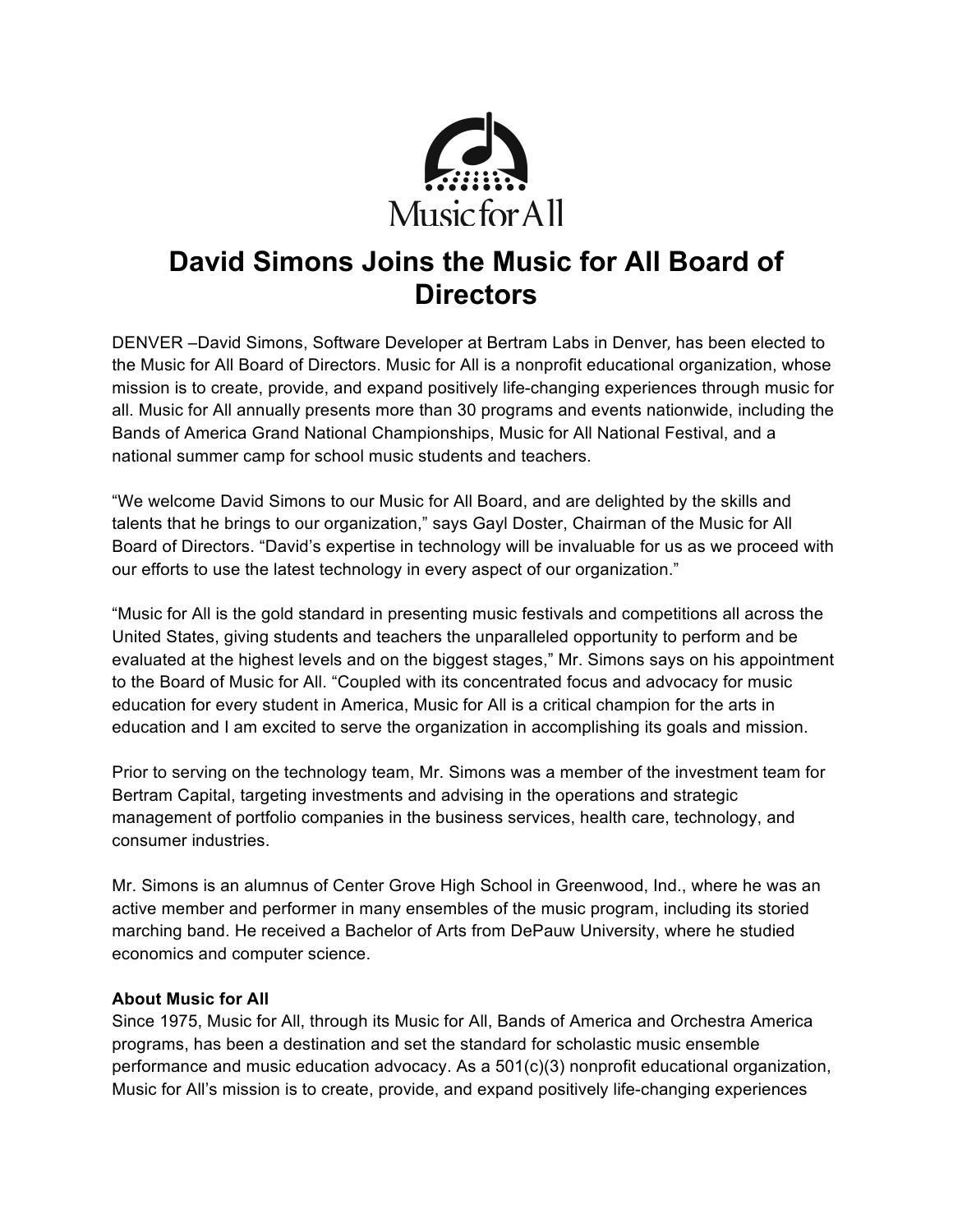Music for All

# David Simons Joins the Music for All Board of Directors

DENVER –David Simons, Software Developer at Bertram Labs in Denver, has been elected to the Music for All Board of Directors. Music for All is a nonprofit educational organization, whose mission is to create, provide, and expand positively life-changing experiences through music for all. Music for All annually presents more than 30 programs and events nationwide, including the Bands of America Grand National Championships, Music for All National Festival, and a national summer camp for school music students and teachers.

"We welcome David Simons to our Music for All Board, and are delighted by the skills and talents that he brings to our organization," says Gayl Doster, Chairman of the Music for All Board of Directors. "David's expertise in technology will be invaluable for us as we proceed with our efforts to use the latest technology in every aspect of our organization."

"Music for All is the gold standard in presenting music festivals and competitions all across the United States, giving students and teachers the unparalleled opportunity to perform and be evaluated at the highest levels and on the biggest stages," Mr. Simons says on his appointment to the Board of Music for All. "Coupled with its concentrated focus and advocacy for music education for every student in America, Music for All is a critical champion for the arts in education and I am excited to serve the organization in accomplishing its goals and mission.

Prior to serving on the technology team, Mr. Simons was a member of the investment team for Bertram Capital, targeting investments and advising in the operations and strategic management of portfolio companies in the business services, health care, technology, and consumer industries.

Mr. Simons is an alumnus of Center Grove High School in Greenwood, Ind., where he was an active member and performer in many ensembles of the music program, including its storied marching band. He received a Bachelor of Arts from DePauw University, where he studied economics and computer science.

**About Music for All**

Since 1975, Music for All, through its Music for All, Bands of America and Orchestra America programs, has been a destination and set the standard for scholastic music ensemble performance and music education advocacy. As a 501(c)(3) nonprofit educational organization, Music for All's mission is to create, provide, and expand positively life-changing experiences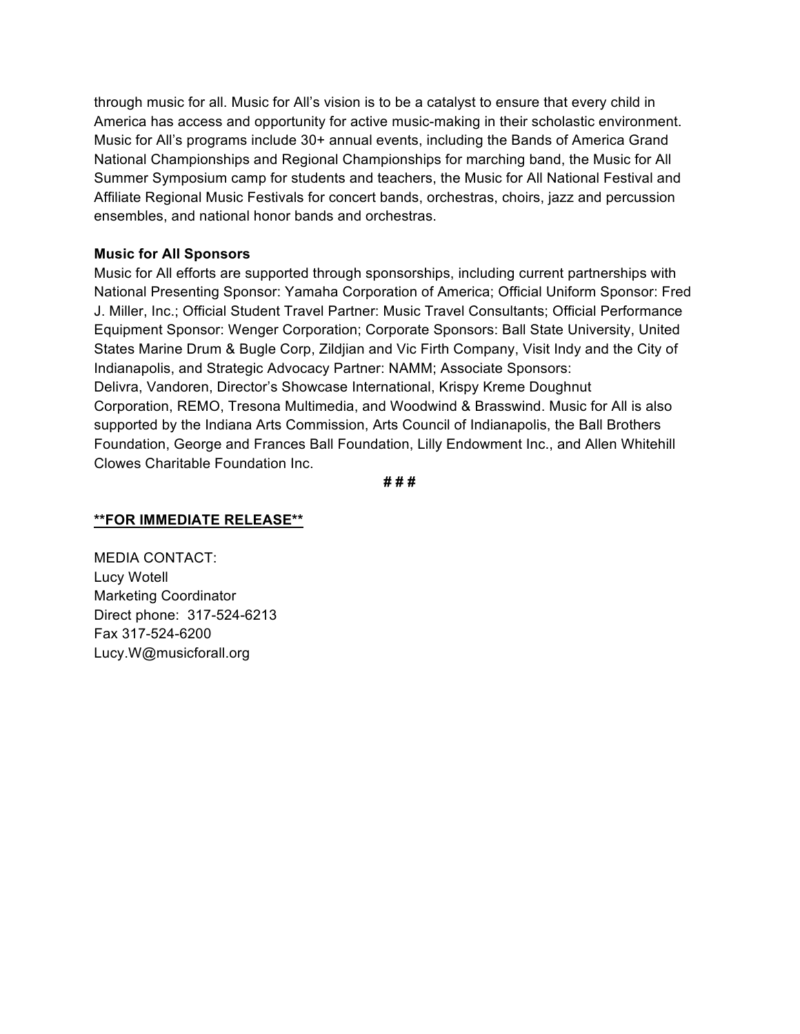through music for all. Music for All's vision is to be a catalyst to ensure that every child in America has access and opportunity for active music-making in their scholastic environment. Music for All's programs include 30+ annual events, including the Bands of America Grand National Championships and Regional Championships for marching band, the Music for All Summer Symposium camp for students and teachers, the Music for All National Festival and Affiliate Regional Music Festivals for concert bands, orchestras, choirs, jazz and percussion ensembles, and national honor bands and orchestras.

**Music for All Sponsors**

Music for All efforts are supported through sponsorships, including current partnerships with National Presenting Sponsor: Yamaha Corporation of America; Official Uniform Sponsor: Fred J. Miller, Inc.; Official Student Travel Partner: Music Travel Consultants; Official Performance Equipment Sponsor: Wenger Corporation; Corporate Sponsors: Ball State University, United States Marine Drum & Bugle Corp, Zildjian and Vic Firth Company, Visit Indy and the City of Indianapolis, and Strategic Advocacy Partner: NAMM; Associate Sponsors: Delivra, Vandoren, Director's Showcase International, Krispy Kreme Doughnut Corporation, REMO, Tresona Multimedia, and Woodwind & Brasswind. Music for All is also supported by the Indiana Arts Commission, Arts Council of Indianapolis, the Ball Brothers Foundation, George and Frances Ball Foundation, Lilly Endowment Inc., and Allen Whitehill Clowes Charitable Foundation Inc.

**# # #**

**<u>**FOR IMMEDIATE RELEASE**</u>**

MEDIA CONTACT:
Lucy Wotell
Marketing Coordinator
Direct phone: 317-524-6213
Fax 317-524-6200
Lucy.W@musicforall.org